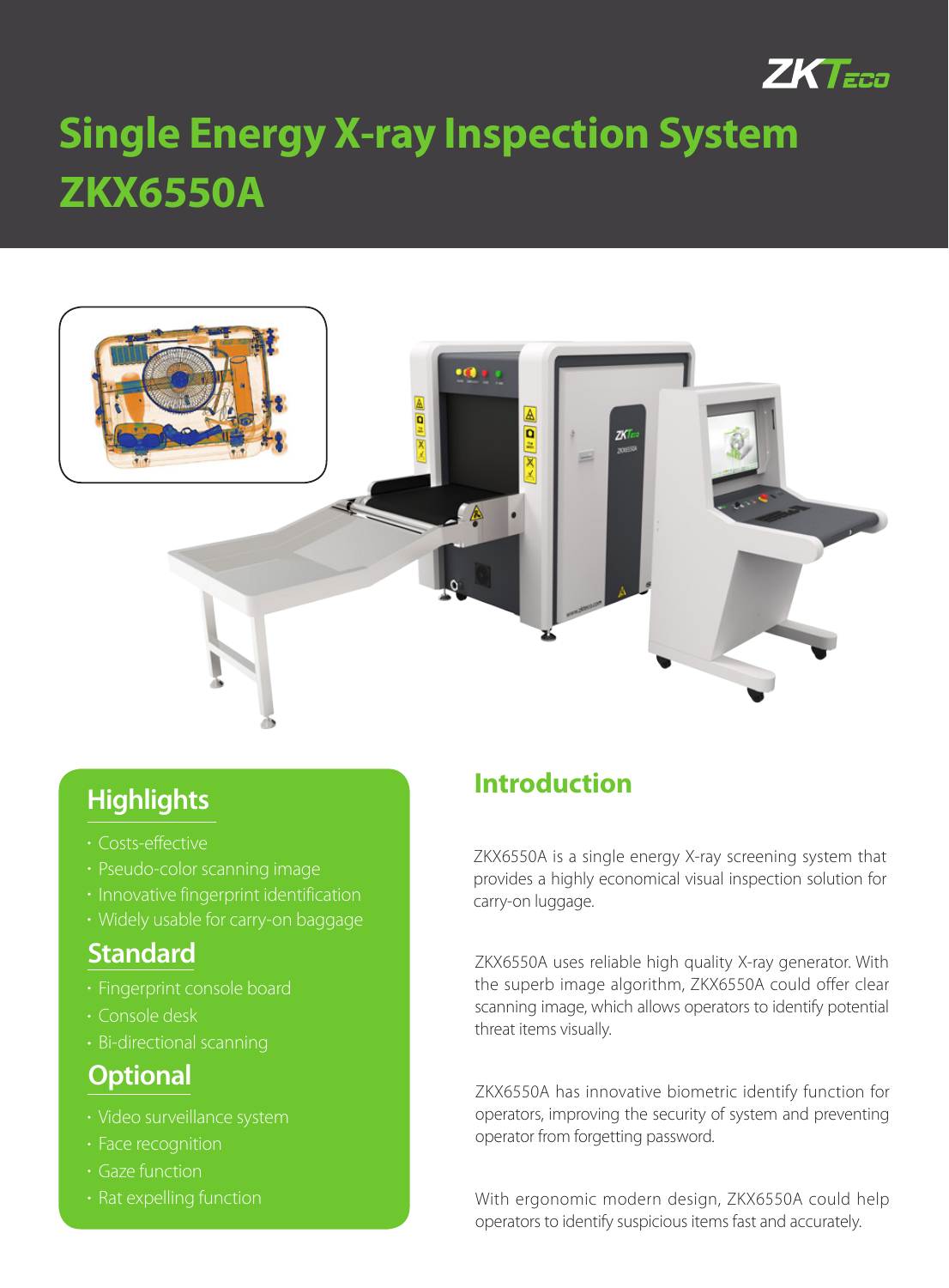# Single Energy X-ray Inspection System ZKX6550A

## Highlights

- Costs-effective
- Pseudo-color scanning image
- Innovative fingerprint identification
- Widely usable for carry-on baggage

## Standard

- Fingerprint console board
- Console desk
- Bi-directional scanning

## Optional

- Video surveillance system
- Face recognition
- Gaze function
- Rat expelling function

## Introduction

ZKX6550A is a single energy X-ray screening system that provides a highly economical visual inspection solution for carry-on luggage.

ZKX6550A uses reliable high quality X-ray generator. With the superb image algorithm, ZKX6550A could offer clear scanning image, which allows operators to identify potential threat items visually.

ZKX6550A has innovative biometric identify function for operators, improving the security of system and preventing operator from forgetting password.

With ergonomic modern design, ZKX6550A could help operators to identify suspicious items fast and accurately.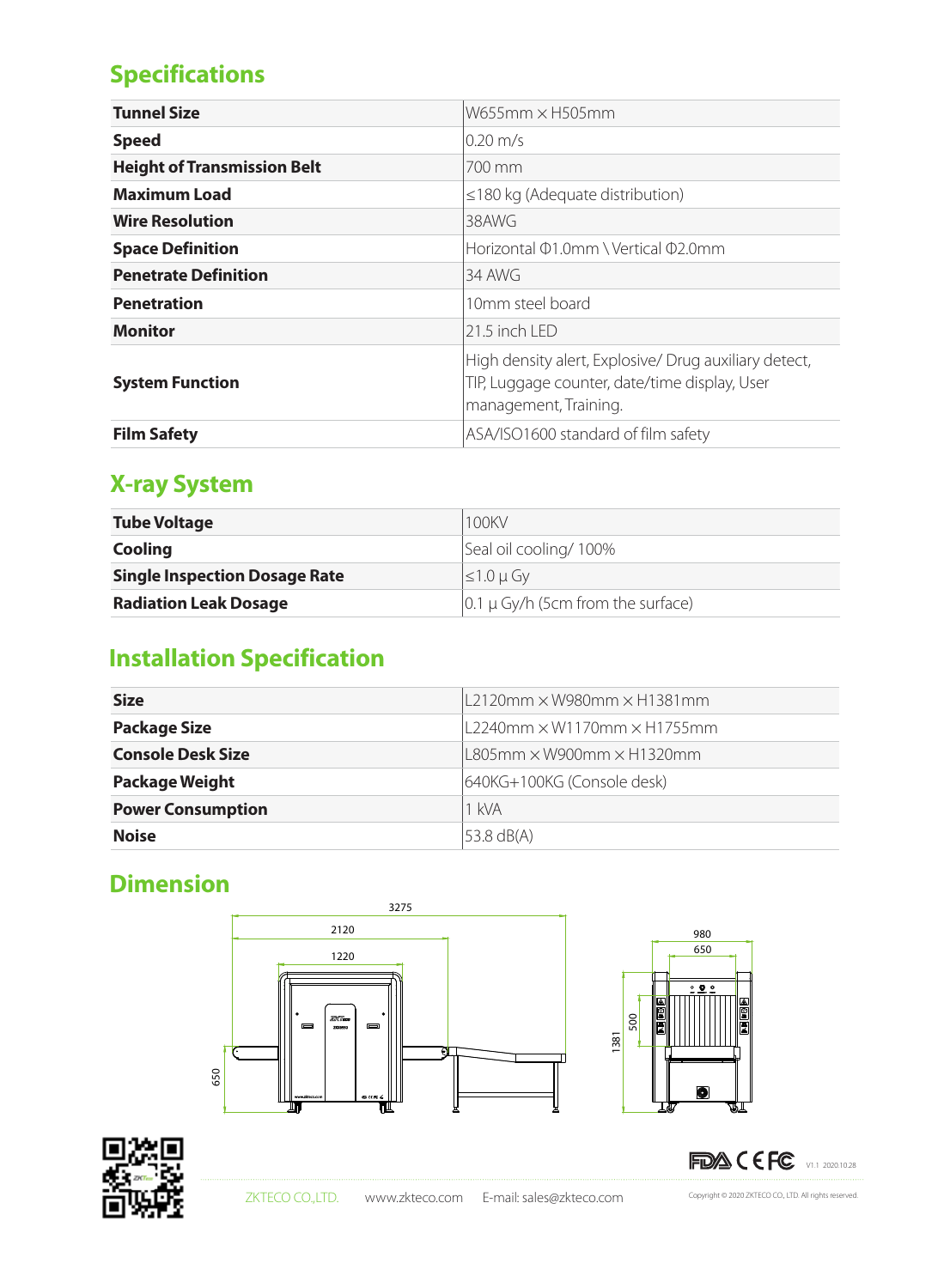## Specifications

| | |
|---|---|
| **Tunnel Size** | W655mm × H505mm |
| **Speed** | 0.20 m/s |
| **Height of Transmission Belt** | 700 mm |
| **Maximum Load** | ≤180 kg (Adequate distribution) |
| **Wire Resolution** | 38AWG |
| **Space Definition** | Horizontal Φ1.0mm \ Vertical Φ2.0mm |
| **Penetrate Definition** | 34 AWG |
| **Penetration** | 10mm steel board |
| **Monitor** | 21.5 inch LED |
| **System Function** | High density alert, Explosive/ Drug auxiliary detect, TIP, Luggage counter, date/time display, User management, Training. |
| **Film Safety** | ASA/ISO1600 standard of film safety |

## X-ray System

| | |
|---|---|
| **Tube Voltage** | 100KV |
| **Cooling** | Seal oil cooling/ 100% |
| **Single Inspection Dosage Rate** | ≤1.0 μ Gy |
| **Radiation Leak Dosage** | 0.1 μ Gy/h (5cm from the surface) |

## Installation Specification

| | |
|---|---|
| **Size** | L2120mm × W980mm × H1381mm |
| **Package Size** | L2240mm × W1170mm × H1755mm |
| **Console Desk Size** | L805mm × W900mm × H1320mm |
| **Package Weight** | 640KG+100KG (Console desk) |
| **Power Consumption** | 1 kVA |
| **Noise** | 53.8 dB(A) |

## Dimension

3275
2120
1220
650

980
650
500
1381

ZKTECO CO.,LTD. www.zkteco.com E-mail: sales@zkteco.com

V1.1 2020.10.28

Copyright © 2020 ZKTECO CO., LTD. All rights reserved.